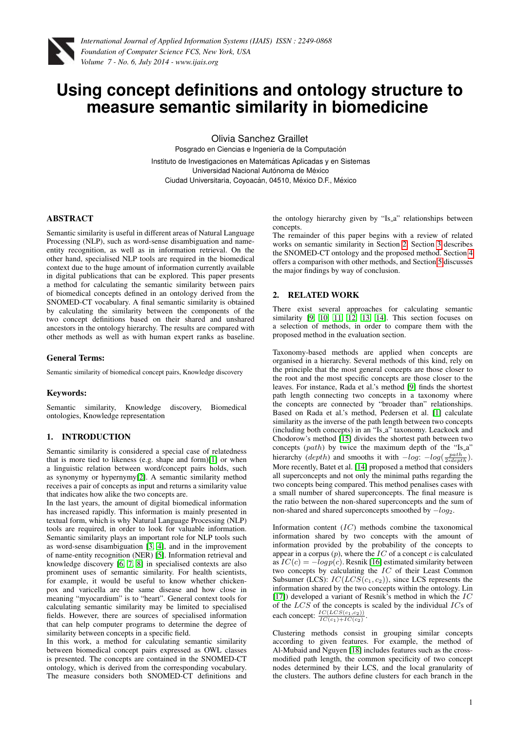# Using concept definitions and ontology structure to measure semantic similarity in biomedicine

Olivia Sanchez Graillet
Posgrado en Ciencias e Ingeniería de la Computación
Instituto de Investigaciones en Matemáticas Aplicadas y en Sistemas
Universidad Nacional Autónoma de México
Ciudad Universitaria, Coyoacán, 04510, México D.F., México

## ABSTRACT

Semantic similarity is useful in different areas of Natural Language Processing (NLP), such as word-sense disambiguation and name-entity recognition, as well as in information retrieval. On the other hand, specialised NLP tools are required in the biomedical context due to the huge amount of information currently available in digital publications that can be explored. This paper presents a method for calculating the semantic similarity between pairs of biomedical concepts defined in an ontology derived from the SNOMED-CT vocabulary. A final semantic similarity is obtained by calculating the similarity between the components of the two concept definitions based on their shared and unshared ancestors in the ontology hierarchy. The results are compared with other methods as well as with human expert ranks as baseline.

### General Terms:

Semantic similarity of biomedical concept pairs, Knowledge discovery

### Keywords:

Semantic similarity, Knowledge discovery, Biomedical ontologies, Knowledge representation

## 1. INTRODUCTION

Semantic similarity is considered a special case of relatedness that is more tied to likeness (e.g. shape and form)[1] or when a linguistic relation between word/concept pairs holds, such as synonymy or hypernymy[2]. A semantic similarity method receives a pair of concepts as input and returns a similarity value that indicates how alike the two concepts are.

In the last years, the amount of digital biomedical information has increased rapidly. This information is mainly presented in textual form, which is why Natural Language Processing (NLP) tools are required, in order to look for valuable information. Semantic similarity plays an important role for NLP tools such as word-sense disambiguation [3, 4], and in the improvement of name-entity recognition (NER) [5]. Information retrieval and knowledge discovery [6, 7, 8] in specialised contexts are also prominent uses of semantic similarity. For health scientists, for example, it would be useful to know whether chicken-pox and varicella are the same disease and how close in meaning "myocardium" is to "heart". General context tools for calculating semantic similarity may be limited to specialised fields. However, there are sources of specialised information that can help computer programs to determine the degree of similarity between concepts in a specific field.

In this work, a method for calculating semantic similarity between biomedical concept pairs expressed as OWL classes is presented. The concepts are contained in the SNOMED-CT ontology, which is derived from the corresponding vocabulary. The measure considers both SNOMED-CT definitions and the ontology hierarchy given by "Is_a" relationships between concepts.

The remainder of this paper begins with a review of related works on semantic similarity in Section 2. Section 3 describes the SNOMED-CT ontology and the proposed method. Section 4 offers a comparison with other methods, and Section 5 discusses the major findings by way of conclusion.

## 2. RELATED WORK

There exist several approaches for calculating semantic similarity [9, 10, 11, 12, 13, 14]. This section focuses on a selection of methods, in order to compare them with the proposed method in the evaluation section.

Taxonomy-based methods are applied when concepts are organised in a hierarchy. Several methods of this kind, rely on the principle that the most general concepts are those closer to the root and the most specific concepts are those closer to the leaves. For instance, Rada et al.'s method [9] finds the shortest path length connecting two concepts in a taxonomy where the concepts are connected by "broader than" relationships. Based on Rada et al.'s method, Pedersen et al. [1] calculate similarity as the inverse of the path length between two concepts (including both concepts) in an "Is_a" taxonomy. Leackock and Chodorow's method [15] divides the shortest path between two concepts ($path$) by twice the maximum depth of the "Is_a" hierarchy ($depth$) and smooths it with $-log$: $-log(\frac{path}{2*depth})$. More recently, Batet et al. [14] proposed a method that considers all superconcepts and not only the minimal paths regarding the two concepts being compared. This method penalises cases with a small number of shared superconcepts. The final measure is the ratio between the non-shared superconcepts and the sum of non-shared and shared superconcepts smoothed by $-log_2$.

Information content ($IC$) methods combine the taxonomical information shared by two concepts with the amount of information provided by the probability of the concepts to appear in a corpus ($p$), where the $IC$ of a concept $c$ is calculated as $IC(c) = -logp(c)$. Resnik [16] estimated similarity between two concepts by calculating the $IC$ of their Least Common Subsumer (LCS): $IC(LCS(c_1, c_2))$, since LCS represents the information shared by the two concepts within the ontology. Lin [17]) developed a variant of Resnik's method in which the $IC$ of the $LCS$ of the concepts is scaled by the individual $IC$s of each concept: $\frac{IC(LCS(c_1,c_2))}{IC(c_1)+IC(c_2)}$.

Clustering methods consist in grouping similar concepts according to given features. For example, the method of Al-Mubaid and Nguyen [18] includes features such as the cross-modified path length, the common specificity of two concept nodes determined by their LCS, and the local granularity of the clusters. The authors define clusters for each branch in the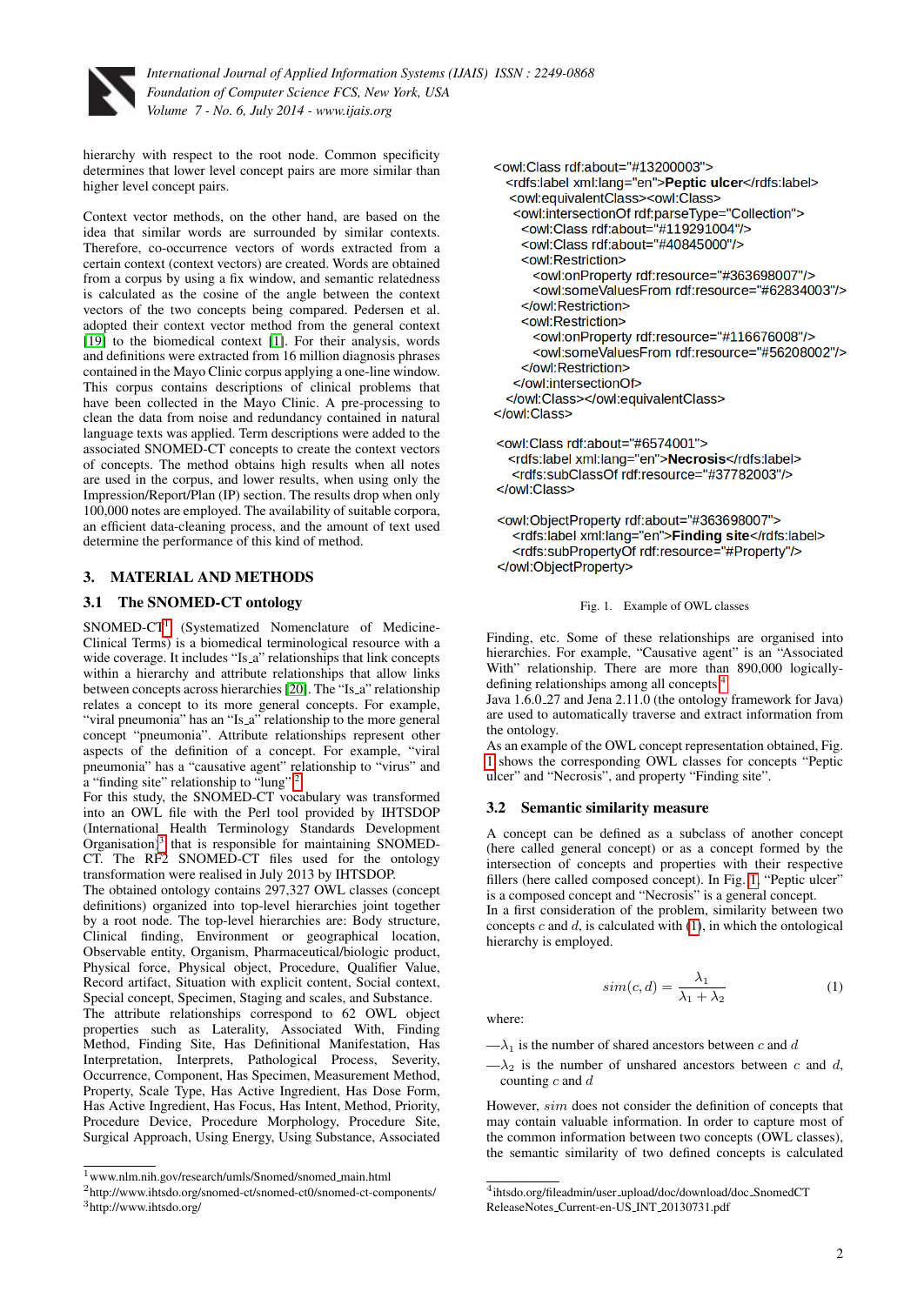hierarchy with respect to the root node. Common specificity determines that lower level concept pairs are more similar than higher level concept pairs.

Context vector methods, on the other hand, are based on the idea that similar words are surrounded by similar contexts. Therefore, co-occurrence vectors of words extracted from a certain context (context vectors) are created. Words are obtained from a corpus by using a fix window, and semantic relatedness is calculated as the cosine of the angle between the context vectors of the two concepts being compared. Pedersen et al. adopted their context vector method from the general context [19] to the biomedical context [1]. For their analysis, words and definitions were extracted from 16 million diagnosis phrases contained in the Mayo Clinic corpus applying a one-line window. This corpus contains descriptions of clinical problems that have been collected in the Mayo Clinic. A pre-processing to clean the data from noise and redundancy contained in natural language texts was applied. Term descriptions were added to the associated SNOMED-CT concepts to create the context vectors of concepts. The method obtains high results when all notes are used in the corpus, and lower results, when using only the Impression/Report/Plan (IP) section. The results drop when only 100,000 notes are employed. The availability of suitable corpora, an efficient data-cleaning process, and the amount of text used determine the performance of this kind of method.

## 3. MATERIAL AND METHODS

### 3.1 The SNOMED-CT ontology

SNOMED-CT[1] (Systematized Nomenclature of Medicine-Clinical Terms) is a biomedical terminological resource with a wide coverage. It includes "Is_a" relationships that link concepts within a hierarchy and attribute relationships that allow links between concepts across hierarchies [20]. The "Is_a" relationship relates a concept to its more general concepts. For example, "viral pneumonia" has an "Is_a" relationship to the more general concept "pneumonia". Attribute relationships represent other aspects of the definition of a concept. For example, "viral pneumonia" has a "causative agent" relationship to "virus" and a "finding site" relationship to "lung"[2].

For this study, the SNOMED-CT vocabulary was transformed into an OWL file with the Perl tool provided by IHTSDOP (International Health Terminology Standards Development Organisation)[3] that is responsible for maintaining SNOMED-CT. The RF2 SNOMED-CT files used for the ontology transformation were realised in July 2013 by IHTSDOP.

The obtained ontology contains 297,327 OWL classes (concept definitions) organized into top-level hierarchies joint together by a root node. The top-level hierarchies are: Body structure, Clinical finding, Environment or geographical location, Observable entity, Organism, Pharmaceutical/biologic product, Physical force, Physical object, Procedure, Qualifier Value, Record artifact, Situation with explicit context, Social context, Special concept, Specimen, Staging and scales, and Substance.

The attribute relationships correspond to 62 OWL object properties such as Laterality, Associated With, Finding Method, Finding Site, Has Definitional Manifestation, Has Interpretation, Interprets, Pathological Process, Severity, Occurrence, Component, Has Specimen, Measurement Method, Property, Scale Type, Has Active Ingredient, Has Dose Form, Has Active Ingredient, Has Focus, Has Intent, Method, Priority, Procedure Device, Procedure Morphology, Procedure Site, Surgical Approach, Using Energy, Using Substance, Associated

```
<owl:Class rdf:about="#13200003">
  <rdfs:label xml:lang="en">Peptic ulcer</rdfs:label>
   <owl:equivalentClass><owl:Class>
    <owl:intersectionOf rdf:parseType="Collection">
     <owl:Class rdf:about="#119291004"/>
     <owl:Class rdf:about="#40845000"/>
     <owl:Restriction>
        <owl:onProperty rdf:resource="#363698007"/>
        <owl:someValuesFrom rdf:resource="#62834003"/>
     </owl:Restriction>
     <owl:Restriction>
        <owl:onProperty rdf:resource="#116676008"/>
        <owl:someValuesFrom rdf:resource="#56208002"/>
     </owl:Restriction>
    </owl:intersectionOf>
  </owl:Class></owl:equivalentClass>
</owl:Class>

 <owl:Class rdf:about="#6574001">
   <rdfs:label xml:lang="en">Necrosis</rdfs:label>
    <rdfs:subClassOf rdf:resource="#37782003"/>
 </owl:Class>

 <owl:ObjectProperty rdf:about="#363698007">
    <rdfs:label xml:lang="en">Finding site</rdfs:label>
    <rdfs:subPropertyOf rdf:resource="#Property"/>
 </owl:ObjectProperty>
```

Fig. 1. Example of OWL classes

Finding, etc. Some of these relationships are organised into hierarchies. For example, "Causative agent" is an "Associated With" relationship. There are more than 890,000 logically-defining relationships among all concepts[4].

Java 1.6.0_27 and Jena 2.11.0 (the ontology framework for Java) are used to automatically traverse and extract information from the ontology.

As an example of the OWL concept representation obtained, Fig. 1 shows the corresponding OWL classes for concepts "Peptic ulcer" and "Necrosis", and property "Finding site".

### 3.2 Semantic similarity measure

A concept can be defined as a subclass of another concept (here called general concept) or as a concept formed by the intersection of concepts and properties with their respective fillers (here called composed concept). In Fig. 1, "Peptic ulcer" is a composed concept and "Necrosis" is a general concept.

In a first consideration of the problem, similarity between two concepts $c$ and $d$, is calculated with (1), in which the ontological hierarchy is employed.

$$sim(c, d) = \frac{\lambda_1}{\lambda_1 + \lambda_2} \tag{1}$$

where:

—$\lambda_1$ is the number of shared ancestors between $c$ and $d$

—$\lambda_2$ is the number of unshared ancestors between $c$ and $d$, counting $c$ and $d$

However, $sim$ does not consider the definition of concepts that may contain valuable information. In order to capture most of the common information between two concepts (OWL classes), the semantic similarity of two defined concepts is calculated

[1] www.nlm.nih.gov/research/umls/Snomed/snomed_main.html
[2] http://www.ihtsdo.org/snomed-ct/snomed-ct0/snomed-ct-components/
[3] http://www.ihtsdo.org/
[4] ihtsdo.org/fileadmin/user_upload/doc/download/doc_SnomedCT ReleaseNotes_Current-en-US_INT_20130731.pdf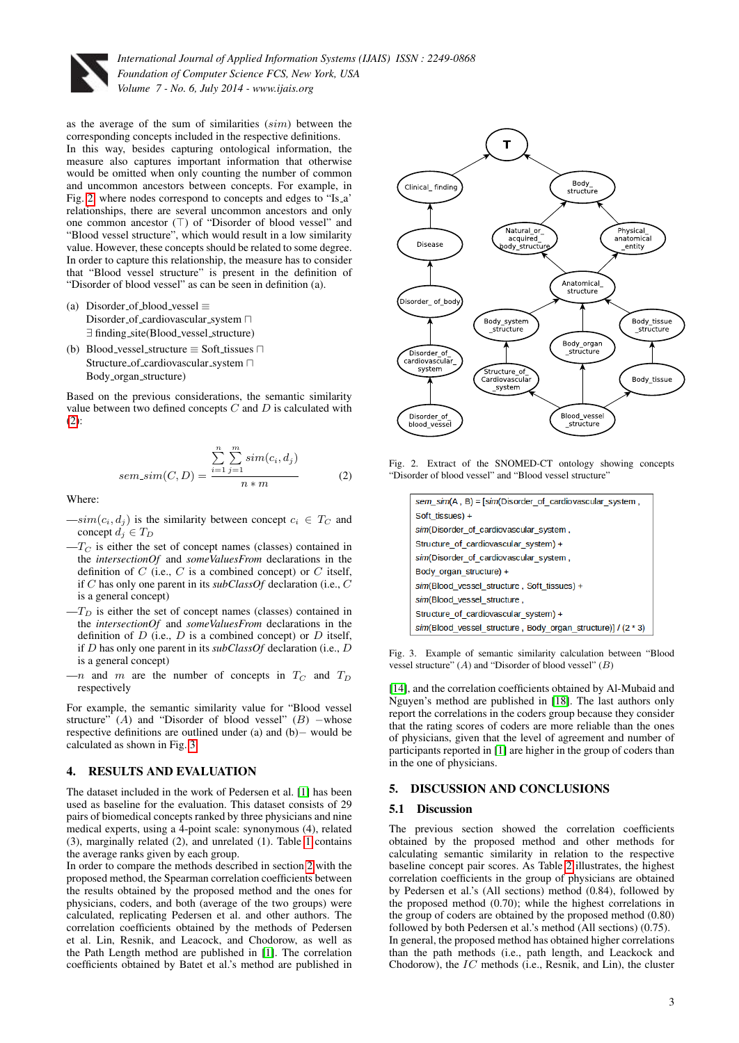as the average of the sum of similarities ($sim$) between the corresponding concepts included in the respective definitions.
In this way, besides capturing ontological information, the measure also captures important information that otherwise would be omitted when only counting the number of common and uncommon ancestors between concepts. For example, in Fig. 2, where nodes correspond to concepts and edges to "Is_a" relationships, there are several uncommon ancestors and only one common ancestor ($\top$) of "Disorder of blood vessel" and "Blood vessel structure", which would result in a low similarity value. However, these concepts should be related to some degree. In order to capture this relationship, the measure has to consider that "Blood vessel structure" is present in the definition of "Disorder of blood vessel" as can be seen in definition (a).

(a) Disorder_of_blood_vessel $\equiv$
Disorder_of_cardiovascular_system $\sqcap$
$\exists$ finding_site(Blood_vessel_structure)

(b) Blood_vessel_structure $\equiv$ Soft_tissues $\sqcap$
Structure_of_cardiovascular_system $\sqcap$
Body_organ_structure)

Based on the previous considerations, the semantic similarity value between two defined concepts $C$ and $D$ is calculated with (2):

$$sem\_sim(C, D) = \frac{\sum_{i=1}^{n}\sum_{j=1}^{m} sim(c_i, d_j)}{n * m} \quad (2)$$

Where:

—$sim(c_i, d_j)$ is the similarity between concept $c_i \in T_C$ and concept $d_j \in T_D$

—$T_C$ is either the set of concept names (classes) contained in the *intersectionOf* and *someValuesFrom* declarations in the definition of $C$ (i.e., $C$ is a combined concept) or $C$ itself, if $C$ has only one parent in its *subClassOf* declaration (i.e., $C$ is a general concept)

—$T_D$ is either the set of concept names (classes) contained in the *intersectionOf* and *someValuesFrom* declarations in the definition of $D$ (i.e., $D$ is a combined concept) or $D$ itself, if $D$ has only one parent in its *subClassOf* declaration (i.e., $D$ is a general concept)

—$n$ and $m$ are the number of concepts in $T_C$ and $T_D$ respectively

For example, the semantic similarity value for "Blood vessel structure" $(A)$ and "Disorder of blood vessel" $(B)$ –whose respective definitions are outlined under (a) and (b)– would be calculated as shown in Fig. 3.

## 4. RESULTS AND EVALUATION

The dataset included in the work of Pedersen et al. [1] has been used as baseline for the evaluation. This dataset consists of 29 pairs of biomedical concepts ranked by three physicians and nine medical experts, using a 4-point scale: synonymous (4), related (3), marginally related (2), and unrelated (1). Table 1 contains the average ranks given by each group.
In order to compare the methods described in section 2 with the proposed method, the Spearman correlation coefficients between the results obtained by the proposed method and the ones for physicians, coders, and both (average of the two groups) were calculated, replicating Pedersen et al. and other authors. The correlation coefficients obtained by the methods of Pedersen et al., Lin, Resnik, and Leacock, and Chodorow, as well as the Path Length method are published in [1]. The correlation coefficients obtained by Batet et al.'s method are published in [14], and the correlation coefficients obtained by Al-Mubaid and Nguyen's method are published in [18]. The last authors only report the correlations in the coders group because they consider that the rating scores of coders are more reliable than the ones of physicians, given that the level of agreement and number of participants reported in [1] are higher in the group of coders than in the one of physicians.

Fig. 2. Extract of the SNOMED-CT ontology showing concepts "Disorder of blood vessel" and "Blood vessel structure"

```
sem_sim(A , B) = [sim(Disorder_of_cardiovascular_system ,
Soft_tissues) +
sim(Disorder_of_cardiovascular_system ,
Structure_of_cardiovascular_system) +
sim(Disorder_of_cardiovascular_system ,
Body_organ_structure) +
sim(Blood_vessel_structure , Soft_tissues) +
sim(Blood_vessel_structure ,
Structure_of_cardiovascular_system) +
sim(Blood_vessel_structure , Body_organ_structure)] / (2 * 3)
```

Fig. 3. Example of semantic similarity calculation between "Blood vessel structure" $(A)$ and "Disorder of blood vessel" $(B)$

## 5. DISCUSSION AND CONCLUSIONS

### 5.1 Discussion

The previous section showed the correlation coefficients obtained by the proposed method and other methods for calculating semantic similarity in relation to the respective baseline concept pair scores. As Table 2 illustrates, the highest correlation coefficients in the group of physicians are obtained by Pedersen et al.'s (All sections) method (0.84), followed by the proposed method (0.70); while the highest correlations in the group of coders are obtained by the proposed method (0.80) followed by both Pedersen et al.'s method (All sections) (0.75).
In general, the proposed method has obtained higher correlations than the path methods (i.e., path length, and Leackock and Chodorow), the $IC$ methods (i.e., Resnik, and Lin), the cluster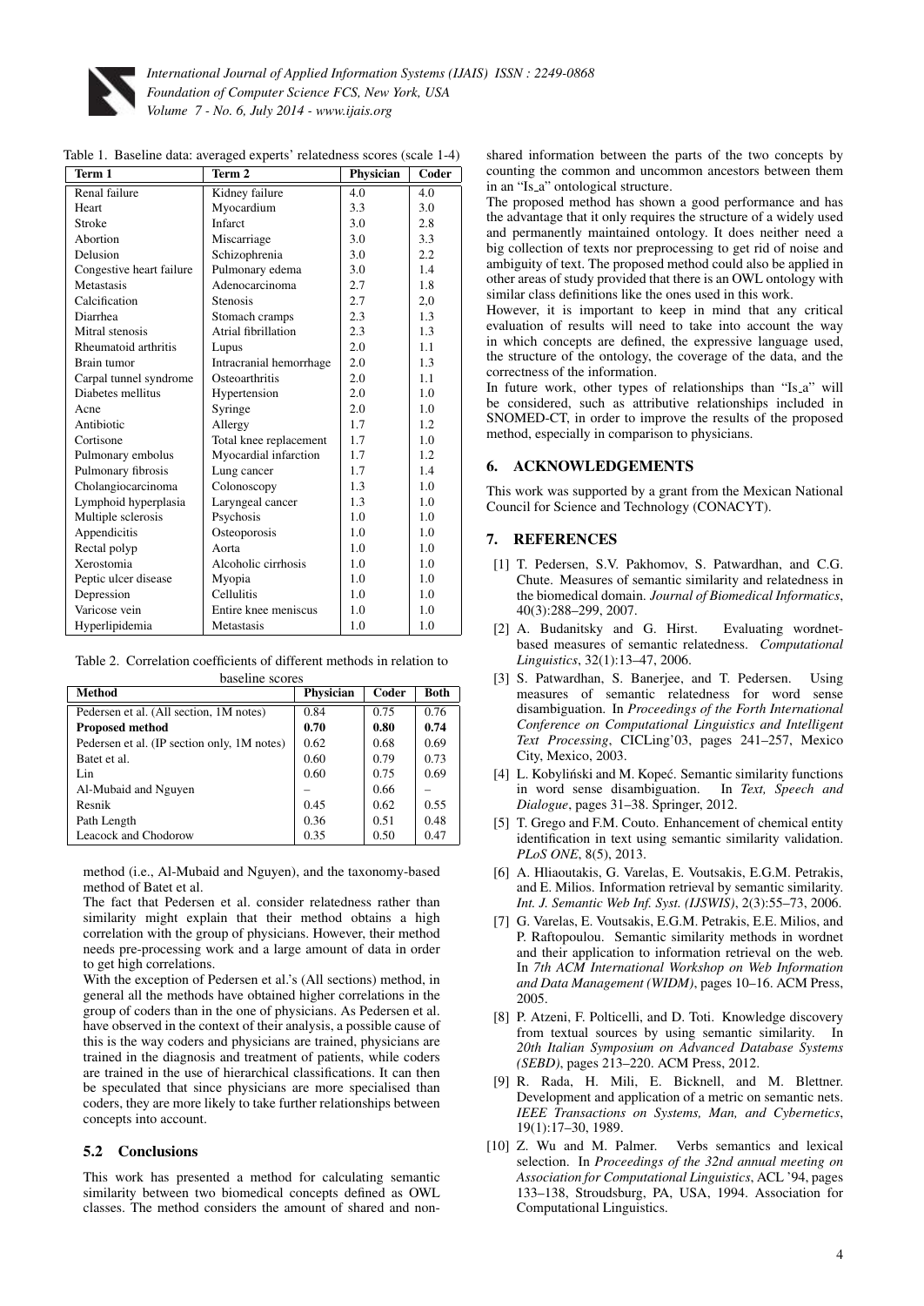Table 1. Baseline data: averaged experts' relatedness scores (scale 1-4)

| Term 1 | Term 2 | Physician | Coder |
|---|---|---|---|
| Renal failure | Kidney failure | 4.0 | 4.0 |
| Heart | Myocardium | 3.3 | 3.0 |
| Stroke | Infarct | 3.0 | 2.8 |
| Abortion | Miscarriage | 3.0 | 3.3 |
| Delusion | Schizophrenia | 3.0 | 2.2 |
| Congestive heart failure | Pulmonary edema | 3.0 | 1.4 |
| Metastasis | Adenocarcinoma | 2.7 | 1.8 |
| Calcification | Stenosis | 2.7 | 2,0 |
| Diarrhea | Stomach cramps | 2.3 | 1.3 |
| Mitral stenosis | Atrial fibrillation | 2.3 | 1.3 |
| Rheumatoid arthritis | Lupus | 2.0 | 1.1 |
| Brain tumor | Intracranial hemorrhage | 2.0 | 1.3 |
| Carpal tunnel syndrome | Osteoarthritis | 2.0 | 1.1 |
| Diabetes mellitus | Hypertension | 2.0 | 1.0 |
| Acne | Syringe | 2.0 | 1.0 |
| Antibiotic | Allergy | 1.7 | 1.2 |
| Cortisone | Total knee replacement | 1.7 | 1.0 |
| Pulmonary embolus | Myocardial infarction | 1.7 | 1.2 |
| Pulmonary fibrosis | Lung cancer | 1.7 | 1.4 |
| Cholangiocarcinoma | Colonoscopy | 1.3 | 1.0 |
| Lymphoid hyperplasia | Laryngeal cancer | 1.3 | 1.0 |
| Multiple sclerosis | Psychosis | 1.0 | 1.0 |
| Appendicitis | Osteoporosis | 1.0 | 1.0 |
| Rectal polyp | Aorta | 1.0 | 1.0 |
| Xerostomia | Alcoholic cirrhosis | 1.0 | 1.0 |
| Peptic ulcer disease | Myopia | 1.0 | 1.0 |
| Depression | Cellulitis | 1.0 | 1.0 |
| Varicose vein | Entire knee meniscus | 1.0 | 1.0 |
| Hyperlipidemia | Metastasis | 1.0 | 1.0 |

Table 2. Correlation coefficients of different methods in relation to baseline scores

| Method | Physician | Coder | Both |
|---|---|---|---|
| Pedersen et al. (All section, 1M notes) | 0.84 | 0.75 | 0.76 |
| **Proposed method** | **0.70** | **0.80** | **0.74** |
| Pedersen et al. (IP section only, 1M notes) | 0.62 | 0.68 | 0.69 |
| Batet et al. | 0.60 | 0.79 | 0.73 |
| Lin | 0.60 | 0.75 | 0.69 |
| Al-Mubaid and Nguyen | – | 0.66 | – |
| Resnik | 0.45 | 0.62 | 0.55 |
| Path Length | 0.36 | 0.51 | 0.48 |
| Leacock and Chodorow | 0.35 | 0.50 | 0.47 |

method (i.e., Al-Mubaid and Nguyen), and the taxonomy-based method of Batet et al.

The fact that Pedersen et al. consider relatedness rather than similarity might explain that their method obtains a high correlation with the group of physicians. However, their method needs pre-processing work and a large amount of data in order to get high correlations.

With the exception of Pedersen et al.'s (All sections) method, in general all the methods have obtained higher correlations in the group of coders than in the one of physicians. As Pedersen et al. have observed in the context of their analysis, a possible cause of this is the way coders and physicians are trained, physicians are trained in the diagnosis and treatment of patients, while coders are trained in the use of hierarchical classifications. It can then be speculated that since physicians are more specialised than coders, they are more likely to take further relationships between concepts into account.

### 5.2 Conclusions

This work has presented a method for calculating semantic similarity between two biomedical concepts defined as OWL classes. The method considers the amount of shared and non-shared information between the parts of the two concepts by counting the common and uncommon ancestors between them in an "Is_a" ontological structure.

The proposed method has shown a good performance and has the advantage that it only requires the structure of a widely used and permanently maintained ontology. It does neither need a big collection of texts nor preprocessing to get rid of noise and ambiguity of text. The proposed method could also be applied in other areas of study provided that there is an OWL ontology with similar class definitions like the ones used in this work.

However, it is important to keep in mind that any critical evaluation of results will need to take into account the way in which concepts are defined, the expressive language used, the structure of the ontology, the coverage of the data, and the correctness of the information.

In future work, other types of relationships than "Is_a" will be considered, such as attributive relationships included in SNOMED-CT, in order to improve the results of the proposed method, especially in comparison to physicians.

## 6. ACKNOWLEDGEMENTS

This work was supported by a grant from the Mexican National Council for Science and Technology (CONACYT).

## 7. REFERENCES

[1] T. Pedersen, S.V. Pakhomov, S. Patwardhan, and C.G. Chute. Measures of semantic similarity and relatedness in the biomedical domain. *Journal of Biomedical Informatics*, 40(3):288–299, 2007.

[2] A. Budanitsky and G. Hirst. Evaluating wordnet-based measures of semantic relatedness. *Computational Linguistics*, 32(1):13–47, 2006.

[3] S. Patwardhan, S. Banerjee, and T. Pedersen. Using measures of semantic relatedness for word sense disambiguation. In *Proceedings of the Forth International Conference on Computational Linguistics and Intelligent Text Processing*, CICLing'03, pages 241–257, Mexico City, Mexico, 2003.

[4] L. Kobyliński and M. Kopeć. Semantic similarity functions in word sense disambiguation. In *Text, Speech and Dialogue*, pages 31–38. Springer, 2012.

[5] T. Grego and F.M. Couto. Enhancement of chemical entity identification in text using semantic similarity validation. *PLoS ONE*, 8(5), 2013.

[6] A. Hliaoutakis, G. Varelas, E. Voutsakis, E.G.M. Petrakis, and E. Milios. Information retrieval by semantic similarity. *Int. J. Semantic Web Inf. Syst. (IJSWIS)*, 2(3):55–73, 2006.

[7] G. Varelas, E. Voutsakis, E.G.M. Petrakis, E.E. Milios, and P. Raftopoulou. Semantic similarity methods in wordnet and their application to information retrieval on the web. In *7th ACM International Workshop on Web Information and Data Management (WIDM)*, pages 10–16. ACM Press, 2005.

[8] P. Atzeni, F. Polticelli, and D. Toti. Knowledge discovery from textual sources by using semantic similarity. In *20th Italian Symposium on Advanced Database Systems (SEBD)*, pages 213–220. ACM Press, 2012.

[9] R. Rada, H. Mili, E. Bicknell, and M. Blettner. Development and application of a metric on semantic nets. *IEEE Transactions on Systems, Man, and Cybernetics*, 19(1):17–30, 1989.

[10] Z. Wu and M. Palmer. Verbs semantics and lexical selection. In *Proceedings of the 32nd annual meeting on Association for Computational Linguistics*, ACL '94, pages 133–138, Stroudsburg, PA, USA, 1994. Association for Computational Linguistics.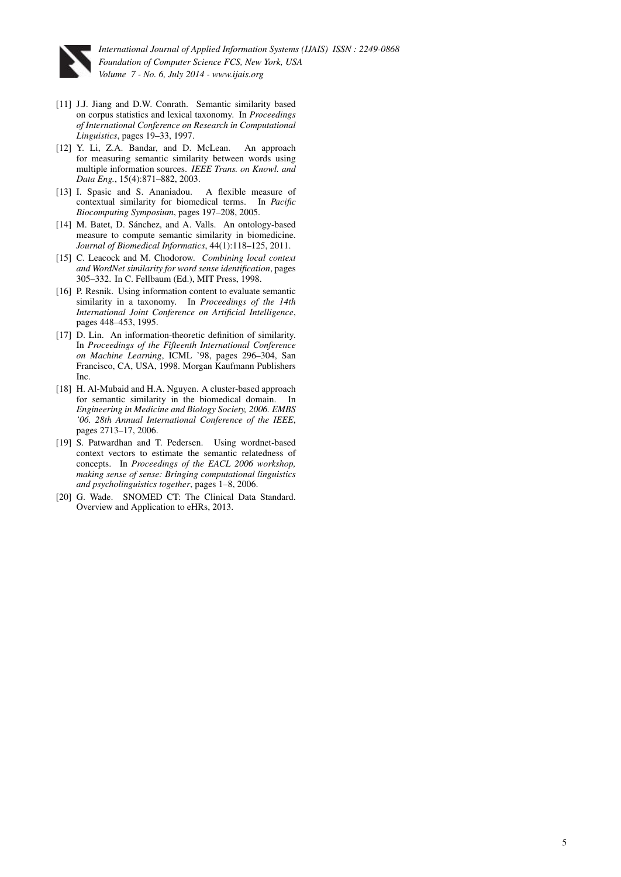[11] J.J. Jiang and D.W. Conrath. Semantic similarity based on corpus statistics and lexical taxonomy. In *Proceedings of International Conference on Research in Computational Linguistics*, pages 19–33, 1997.

[12] Y. Li, Z.A. Bandar, and D. McLean. An approach for measuring semantic similarity between words using multiple information sources. *IEEE Trans. on Knowl. and Data Eng.*, 15(4):871–882, 2003.

[13] I. Spasic and S. Ananiadou. A flexible measure of contextual similarity for biomedical terms. In *Pacific Biocomputing Symposium*, pages 197–208, 2005.

[14] M. Batet, D. Sánchez, and A. Valls. An ontology-based measure to compute semantic similarity in biomedicine. *Journal of Biomedical Informatics*, 44(1):118–125, 2011.

[15] C. Leacock and M. Chodorow. *Combining local context and WordNet similarity for word sense identification*, pages 305–332. In C. Fellbaum (Ed.), MIT Press, 1998.

[16] P. Resnik. Using information content to evaluate semantic similarity in a taxonomy. In *Proceedings of the 14th International Joint Conference on Artificial Intelligence*, pages 448–453, 1995.

[17] D. Lin. An information-theoretic definition of similarity. In *Proceedings of the Fifteenth International Conference on Machine Learning*, ICML '98, pages 296–304, San Francisco, CA, USA, 1998. Morgan Kaufmann Publishers Inc.

[18] H. Al-Mubaid and H.A. Nguyen. A cluster-based approach for semantic similarity in the biomedical domain. In *Engineering in Medicine and Biology Society, 2006. EMBS '06. 28th Annual International Conference of the IEEE*, pages 2713–17, 2006.

[19] S. Patwardhan and T. Pedersen. Using wordnet-based context vectors to estimate the semantic relatedness of concepts. In *Proceedings of the EACL 2006 workshop, making sense of sense: Bringing computational linguistics and psycholinguistics together*, pages 1–8, 2006.

[20] G. Wade. SNOMED CT: The Clinical Data Standard. Overview and Application to eHRs, 2013.